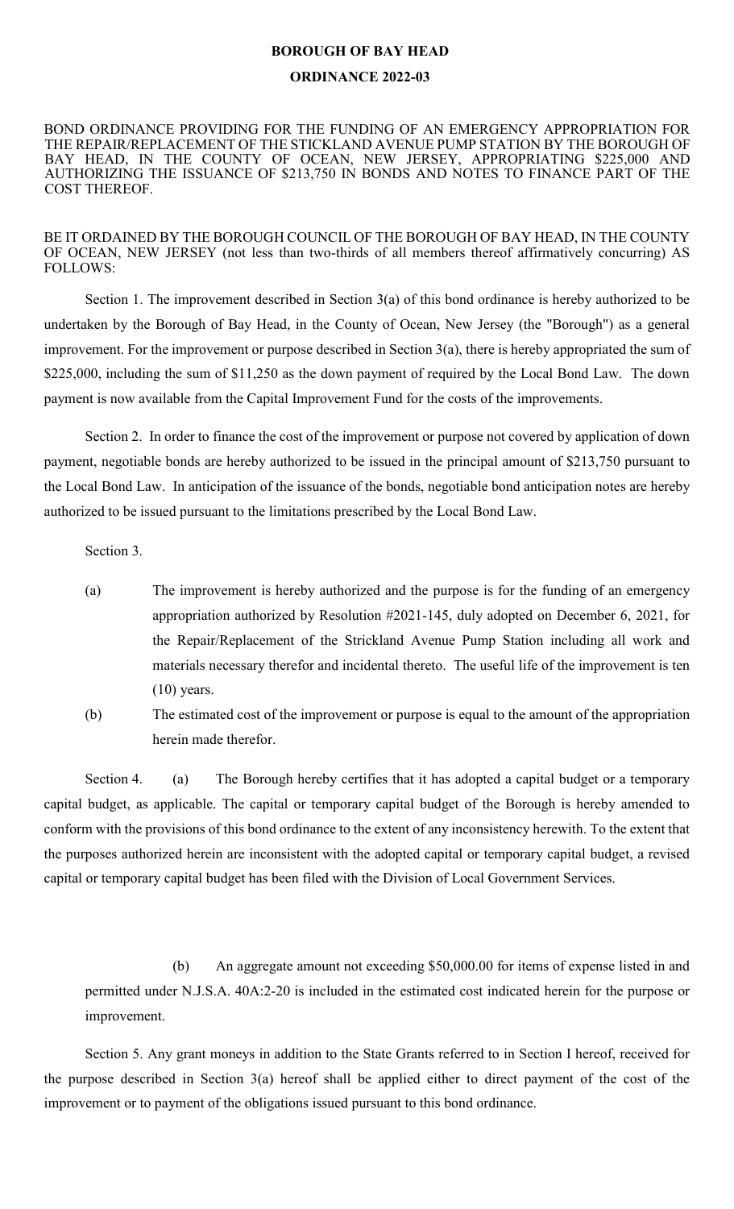# BOROUGH OF BAY HEAD

## ORDINANCE 2022-03

BOND ORDINANCE PROVIDING FOR THE FUNDING OF AN EMERGENCY APPROPRIATION FOR THE REPAIR/REPLACEMENT OF THE STICKLAND AVENUE PUMP STATION BY THE BOROUGH OF BAY HEAD, IN THE COUNTY OF OCEAN, NEW JERSEY, APPROPRIATING $225,000 AND AUTHORIZING THE ISSUANCE OF $213,750 IN BONDS AND NOTES TO FINANCE PART OF THE COST THEREOF.

BE IT ORDAINED BY THE BOROUGH COUNCIL OF THE BOROUGH OF BAY HEAD, IN THE COUNTY OF OCEAN, NEW JERSEY (not less than two-thirds of all members thereof affirmatively concurring) AS FOLLOWS:

Section 1. The improvement described in Section 3(a) of this bond ordinance is hereby authorized to be undertaken by the Borough of Bay Head, in the County of Ocean, New Jersey (the "Borough") as a general improvement. For the improvement or purpose described in Section 3(a), there is hereby appropriated the sum of $225,000, including the sum of $11,250 as the down payment of required by the Local Bond Law. The down payment is now available from the Capital Improvement Fund for the costs of the improvements.

Section 2. In order to finance the cost of the improvement or purpose not covered by application of down payment, negotiable bonds are hereby authorized to be issued in the principal amount of $213,750 pursuant to the Local Bond Law. In anticipation of the issuance of the bonds, negotiable bond anticipation notes are hereby authorized to be issued pursuant to the limitations prescribed by the Local Bond Law.

Section 3.

(a) The improvement is hereby authorized and the purpose is for the funding of an emergency appropriation authorized by Resolution #2021-145, duly adopted on December 6, 2021, for the Repair/Replacement of the Strickland Avenue Pump Station including all work and materials necessary therefor and incidental thereto. The useful life of the improvement is ten (10) years.

(b) The estimated cost of the improvement or purpose is equal to the amount of the appropriation herein made therefor.

Section 4. (a) The Borough hereby certifies that it has adopted a capital budget or a temporary capital budget, as applicable. The capital or temporary capital budget of the Borough is hereby amended to conform with the provisions of this bond ordinance to the extent of any inconsistency herewith. To the extent that the purposes authorized herein are inconsistent with the adopted capital or temporary capital budget, a revised capital or temporary capital budget has been filed with the Division of Local Government Services.

(b) An aggregate amount not exceeding $50,000.00 for items of expense listed in and permitted under N.J.S.A. 40A:2-20 is included in the estimated cost indicated herein for the purpose or improvement.

Section 5. Any grant moneys in addition to the State Grants referred to in Section I hereof, received for the purpose described in Section 3(a) hereof shall be applied either to direct payment of the cost of the improvement or to payment of the obligations issued pursuant to this bond ordinance.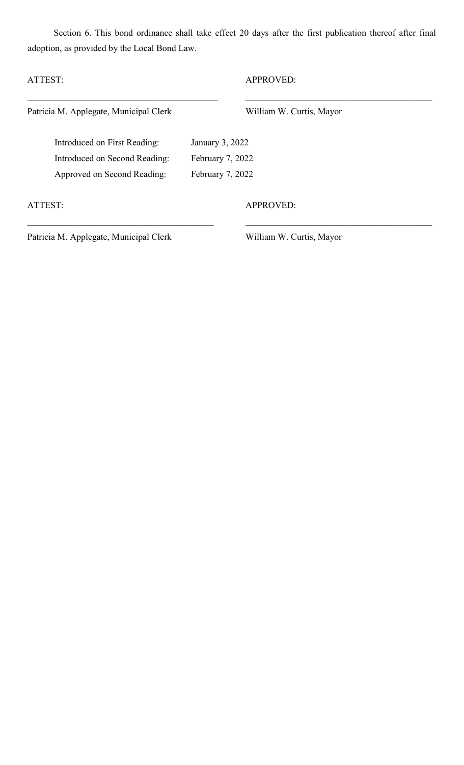Section 6. This bond ordinance shall take effect 20 days after the first publication thereof after final adoption, as provided by the Local Bond Law.

| | |
|---|---|
| ATTEST: | APPROVED: |
| \_\_\_\_\_\_\_\_\_\_\_\_\_\_\_\_\_\_\_\_\_\_\_\_\_\_\_\_\_\_\_\_\_\_\_\_\_\_\_\_ | \_\_\_\_\_\_\_\_\_\_\_\_\_\_\_\_\_\_\_\_\_\_\_\_\_\_\_\_\_\_\_\_\_\_\_\_\_\_\_\_ |
| Patricia M. Applegate, Municipal Clerk | William W. Curtis, Mayor |

| | |
|---|---|
| Introduced on First Reading: | January 3, 2022 |
| Introduced on Second Reading: | February 7, 2022 |
| Approved on Second Reading: | February 7, 2022 |

| | |
|---|---|
| ATTEST: | APPROVED: |
| \_\_\_\_\_\_\_\_\_\_\_\_\_\_\_\_\_\_\_\_\_\_\_\_\_\_\_\_\_\_\_\_\_\_\_\_\_\_\_\_ | \_\_\_\_\_\_\_\_\_\_\_\_\_\_\_\_\_\_\_\_\_\_\_\_\_\_\_\_\_\_\_\_\_\_\_\_\_\_\_\_ |
| Patricia M. Applegate, Municipal Clerk | William W. Curtis, Mayor |